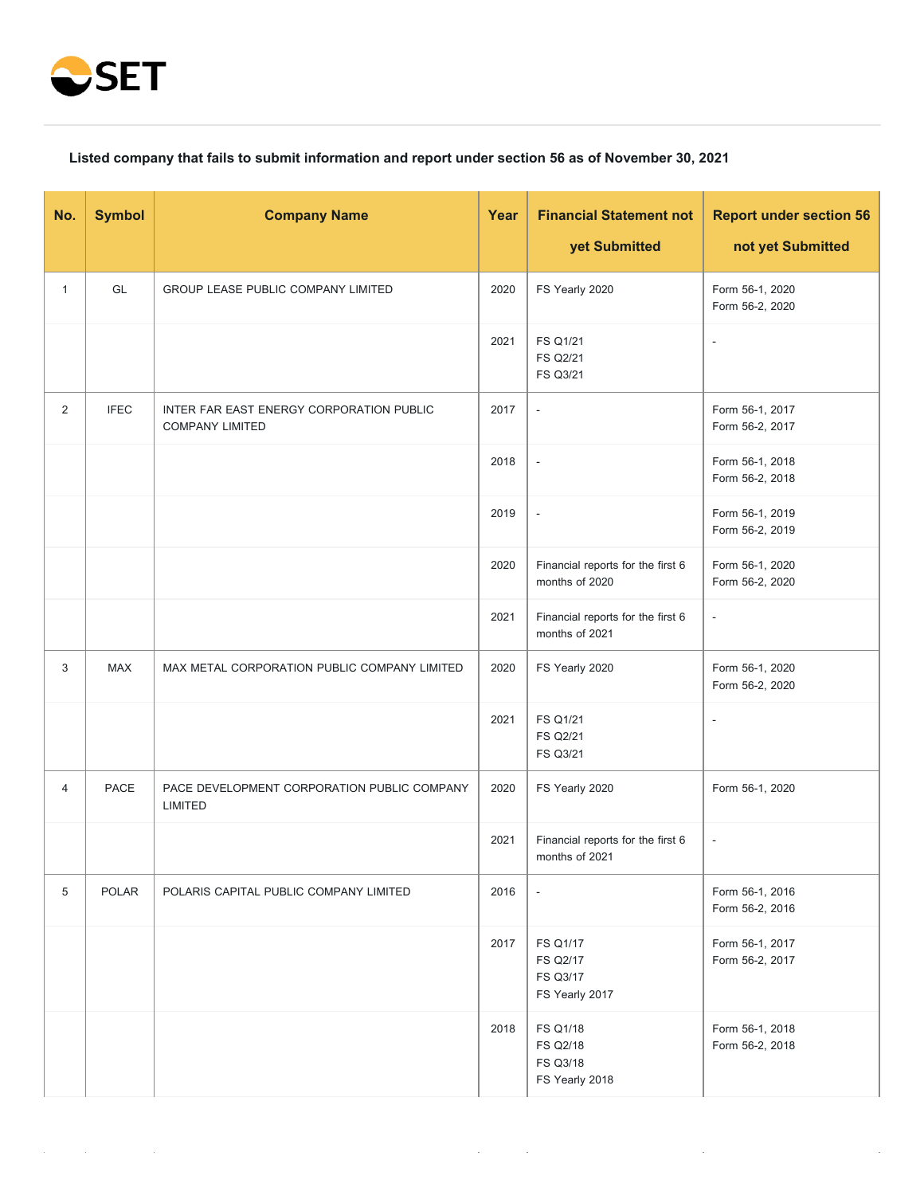SET

**Listed company that fails to submit information and report under section 56 as of November 30, 2021**

| No. | Symbol | Company Name | Year | Financial Statement not yet Submitted | Report under section 56 not yet Submitted |
|---|---|---|---|---|---|
| 1 | GL | GROUP LEASE PUBLIC COMPANY LIMITED | 2020 | FS Yearly 2020 | Form 56-1, 2020<br>Form 56-2, 2020 |
| | | | 2021 | FS Q1/21<br>FS Q2/21<br>FS Q3/21 | - |
| 2 | IFEC | INTER FAR EAST ENERGY CORPORATION PUBLIC COMPANY LIMITED | 2017 | - | Form 56-1, 2017<br>Form 56-2, 2017 |
| | | | 2018 | - | Form 56-1, 2018<br>Form 56-2, 2018 |
| | | | 2019 | - | Form 56-1, 2019<br>Form 56-2, 2019 |
| | | | 2020 | Financial reports for the first 6 months of 2020 | Form 56-1, 2020<br>Form 56-2, 2020 |
| | | | 2021 | Financial reports for the first 6 months of 2021 | - |
| 3 | MAX | MAX METAL CORPORATION PUBLIC COMPANY LIMITED | 2020 | FS Yearly 2020 | Form 56-1, 2020<br>Form 56-2, 2020 |
| | | | 2021 | FS Q1/21<br>FS Q2/21<br>FS Q3/21 | - |
| 4 | PACE | PACE DEVELOPMENT CORPORATION PUBLIC COMPANY LIMITED | 2020 | FS Yearly 2020 | Form 56-1, 2020 |
| | | | 2021 | Financial reports for the first 6 months of 2021 | - |
| 5 | POLAR | POLARIS CAPITAL PUBLIC COMPANY LIMITED | 2016 | - | Form 56-1, 2016<br>Form 56-2, 2016 |
| | | | 2017 | FS Q1/17<br>FS Q2/17<br>FS Q3/17<br>FS Yearly 2017 | Form 56-1, 2017<br>Form 56-2, 2017 |
| | | | 2018 | FS Q1/18<br>FS Q2/18<br>FS Q3/18<br>FS Yearly 2018 | Form 56-1, 2018<br>Form 56-2, 2018 |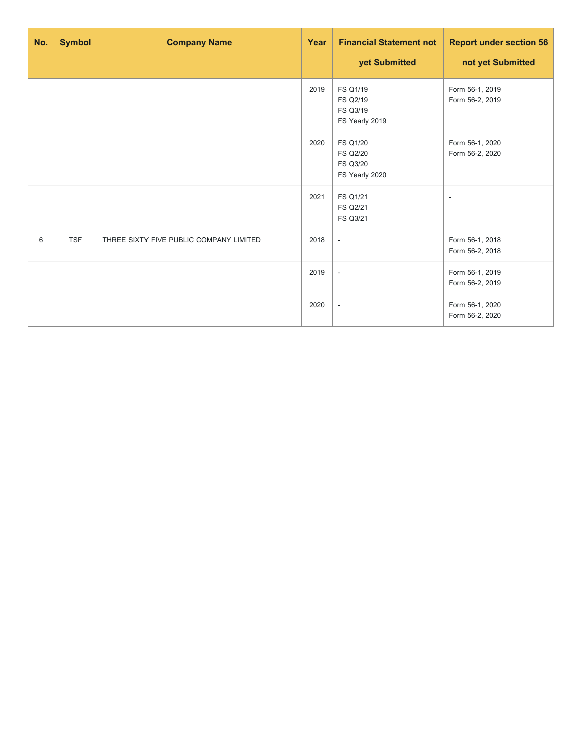| No. | Symbol | Company Name | Year | Financial Statement not yet Submitted | Report under section 56 not yet Submitted |
|---|---|---|---|---|---|
| | | | 2019 | FS Q1/19<br>FS Q2/19<br>FS Q3/19<br>FS Yearly 2019 | Form 56-1, 2019<br>Form 56-2, 2019 |
| | | | 2020 | FS Q1/20<br>FS Q2/20<br>FS Q3/20<br>FS Yearly 2020 | Form 56-1, 2020<br>Form 56-2, 2020 |
| | | | 2021 | FS Q1/21<br>FS Q2/21<br>FS Q3/21 | - |
| 6 | TSF | THREE SIXTY FIVE PUBLIC COMPANY LIMITED | 2018 | - | Form 56-1, 2018<br>Form 56-2, 2018 |
| | | | 2019 | - | Form 56-1, 2019<br>Form 56-2, 2019 |
| | | | 2020 | - | Form 56-1, 2020<br>Form 56-2, 2020 |